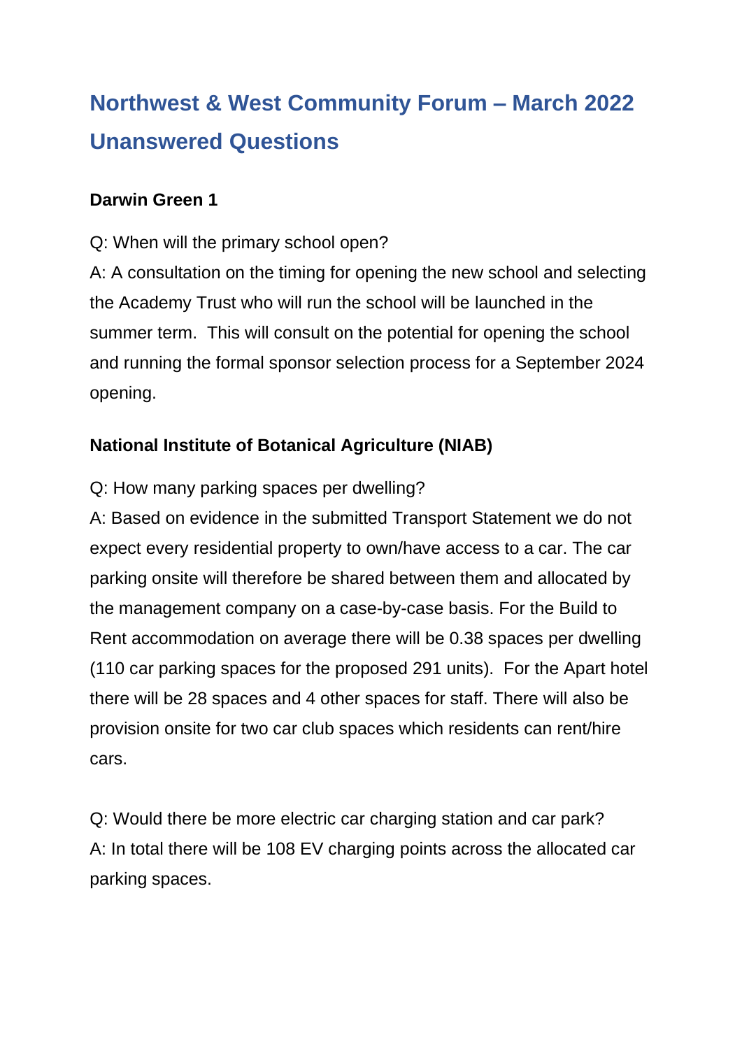# Northwest & West Community Forum – March 2022 Unanswered Questions

### Darwin Green 1

Q: When will the primary school open?
A: A consultation on the timing for opening the new school and selecting the Academy Trust who will run the school will be launched in the summer term. This will consult on the potential for opening the school and running the formal sponsor selection process for a September 2024 opening.

### National Institute of Botanical Agriculture (NIAB)

Q: How many parking spaces per dwelling?
A: Based on evidence in the submitted Transport Statement we do not expect every residential property to own/have access to a car. The car parking onsite will therefore be shared between them and allocated by the management company on a case-by-case basis. For the Build to Rent accommodation on average there will be 0.38 spaces per dwelling (110 car parking spaces for the proposed 291 units). For the Apart hotel there will be 28 spaces and 4 other spaces for staff. There will also be provision onsite for two car club spaces which residents can rent/hire cars.

Q: Would there be more electric car charging station and car park?
A: In total there will be 108 EV charging points across the allocated car parking spaces.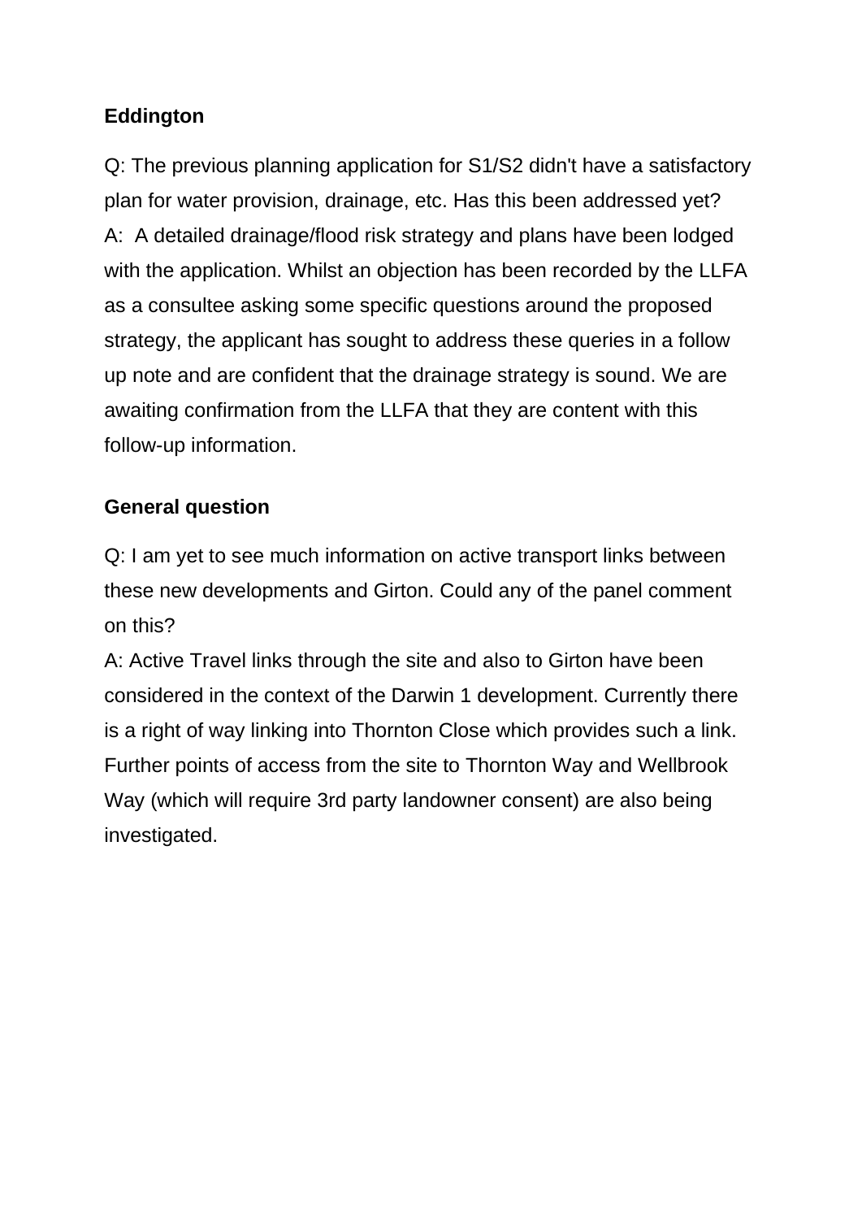**Eddington**

Q: The previous planning application for S1/S2 didn't have a satisfactory plan for water provision, drainage, etc. Has this been addressed yet?
A: A detailed drainage/flood risk strategy and plans have been lodged with the application. Whilst an objection has been recorded by the LLFA as a consultee asking some specific questions around the proposed strategy, the applicant has sought to address these queries in a follow up note and are confident that the drainage strategy is sound. We are awaiting confirmation from the LLFA that they are content with this follow-up information.

**General question**

Q: I am yet to see much information on active transport links between these new developments and Girton. Could any of the panel comment on this?
A: Active Travel links through the site and also to Girton have been considered in the context of the Darwin 1 development. Currently there is a right of way linking into Thornton Close which provides such a link. Further points of access from the site to Thornton Way and Wellbrook Way (which will require 3rd party landowner consent) are also being investigated.